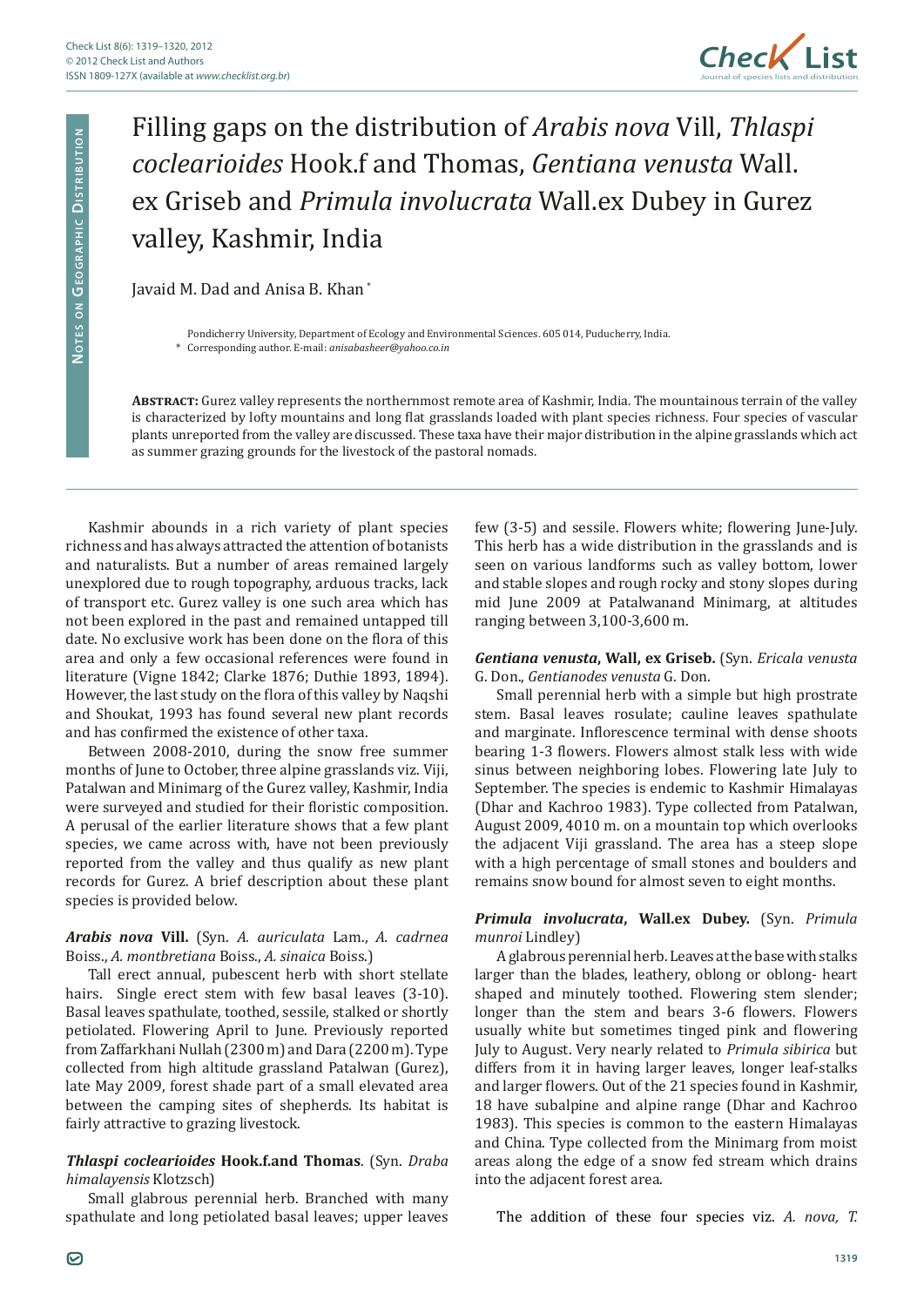# Filling gaps on the distribution of *Arabis nova* Vill, *Thlaspi cochlearioides* Hook.f and Thomas, *Gentiana venusta* Wall. ex Griseb and *Primula involucrata* Wall.ex Dubey in Gurez valley, Kashmir, India

Javaid M. Dad and Anisa B. Khan *

Pondicherry University, Department of Ecology and Environmental Sciences. 605 014, Puducherry, India.
* Corresponding author. E-mail: *anisabasheer@yahoo.co.in*

**Abstract:** Gurez valley represents the northernmost remote area of Kashmir, India. The mountainous terrain of the valley is characterized by lofty mountains and long flat grasslands loaded with plant species richness. Four species of vascular plants unreported from the valley are discussed. These taxa have their major distribution in the alpine grasslands which act as summer grazing grounds for the livestock of the pastoral nomads.

Kashmir abounds in a rich variety of plant species richness and has always attracted the attention of botanists and naturalists. But a number of areas remained largely unexplored due to rough topography, arduous tracks, lack of transport etc. Gurez valley is one such area which has not been explored in the past and remained untapped till date. No exclusive work has been done on the flora of this area and only a few occasional references were found in literature (Vigne 1842; Clarke 1876; Duthie 1893, 1894). However, the last study on the flora of this valley by Naqshi and Shoukat, 1993 has found several new plant records and has confirmed the existence of other taxa.

Between 2008-2010, during the snow free summer months of June to October, three alpine grasslands viz. Viji, Patalwan and Minimarg of the Gurez valley, Kashmir, India were surveyed and studied for their floristic composition. A perusal of the earlier literature shows that a few plant species, we came across with, have not been previously reported from the valley and thus qualify as new plant records for Gurez. A brief description about these plant species is provided below.

***Arabis nova* Vill.** (Syn. *A. auriculata* Lam., *A. cadrnea* Boiss., *A. montbretiana* Boiss., *A. sinaica* Boiss.)

Tall erect annual, pubescent herb with short stellate hairs. Single erect stem with few basal leaves (3-10). Basal leaves spathulate, toothed, sessile, stalked or shortly petiolated. Flowering April to June. Previously reported from Zaffarkhani Nullah (2300 m) and Dara (2200 m). Type collected from high altitude grassland Patalwan (Gurez), late May 2009, forest shade part of a small elevated area between the camping sites of shepherds. Its habitat is fairly attractive to grazing livestock.

***Thlaspi cochlearioides* Hook.f.and Thomas**. (Syn. *Draba himalayensis* Klotzsch)

Small glabrous perennial herb. Branched with many spathulate and long petiolated basal leaves; upper leaves few (3-5) and sessile. Flowers white; flowering June-July. This herb has a wide distribution in the grasslands and is seen on various landforms such as valley bottom, lower and stable slopes and rough rocky and stony slopes during mid June 2009 at Patalwanand Minimarg, at altitudes ranging between 3,100-3,600 m.

***Gentiana venusta*, Wall, ex Griseb.** (Syn. *Ericala venusta* G. Don., *Gentianodes venusta* G. Don.

Small perennial herb with a simple but high prostrate stem. Basal leaves rosulate; cauline leaves spathulate and marginate. Inflorescence terminal with dense shoots bearing 1-3 flowers. Flowers almost stalk less with wide sinus between neighboring lobes. Flowering late July to September. The species is endemic to Kashmir Himalayas (Dhar and Kachroo 1983). Type collected from Patalwan, August 2009, 4010 m. on a mountain top which overlooks the adjacent Viji grassland. The area has a steep slope with a high percentage of small stones and boulders and remains snow bound for almost seven to eight months.

***Primula involucrata*, Wall.ex Dubey.** (Syn. *Primula munroi* Lindley)

A glabrous perennial herb. Leaves at the base with stalks larger than the blades, leathery, oblong or oblong- heart shaped and minutely toothed. Flowering stem slender; longer than the stem and bears 3-6 flowers. Flowers usually white but sometimes tinged pink and flowering July to August. Very nearly related to *Primula sibirica* but differs from it in having larger leaves, longer leaf-stalks and larger flowers. Out of the 21 species found in Kashmir, 18 have subalpine and alpine range (Dhar and Kachroo 1983). This species is common to the eastern Himalayas and China. Type collected from the Minimarg from moist areas along the edge of a snow fed stream which drains into the adjacent forest area.

The addition of these four species viz. *A. nova, T.*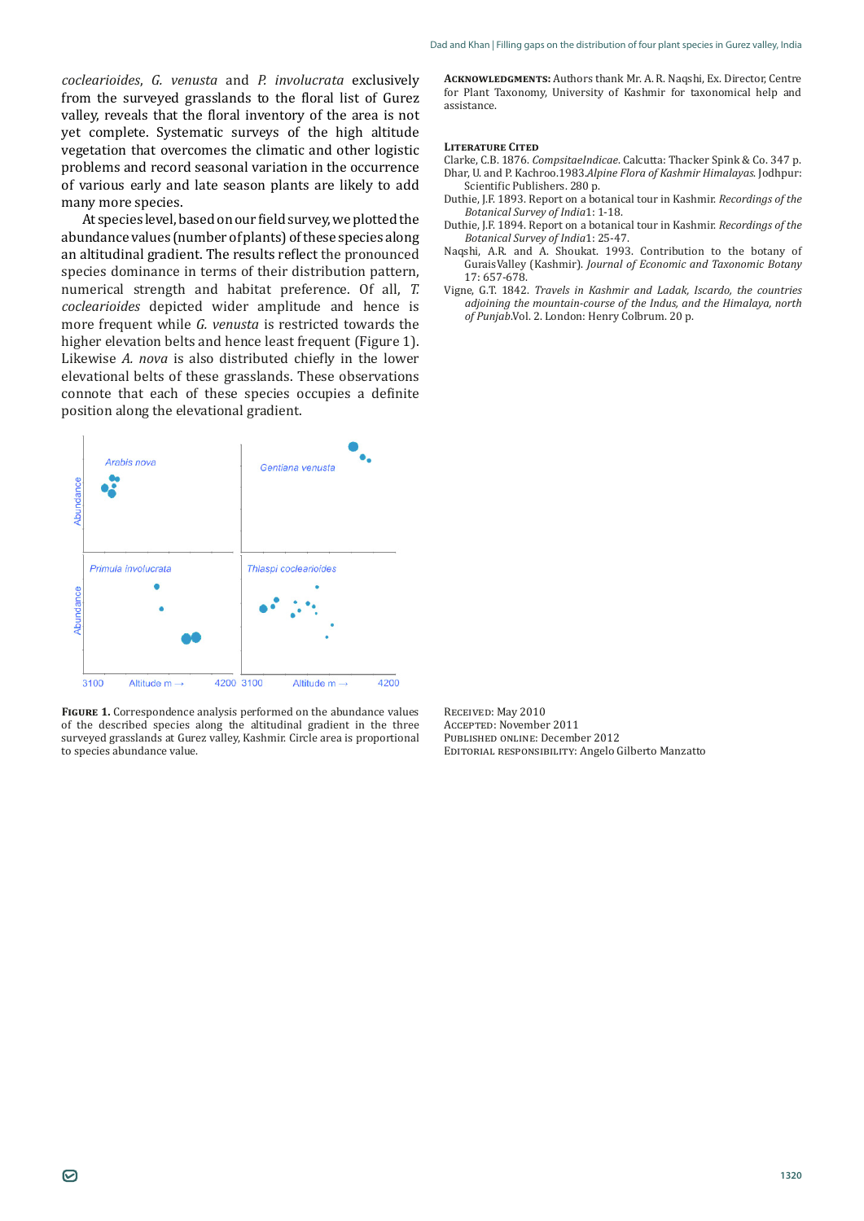*cochlearioides*, *G. venusta* and *P. involucrata* exclusively from the surveyed grasslands to the floral list of Gurez valley, reveals that the floral inventory of the area is not yet complete. Systematic surveys of the high altitude vegetation that overcomes the climatic and other logistic problems and record seasonal variation in the occurrence of various early and late season plants are likely to add many more species.

At species level, based on our field survey, we plotted the abundance values (number of plants) of these species along an altitudinal gradient. The results reflect the pronounced species dominance in terms of their distribution pattern, numerical strength and habitat preference. Of all, *T. cochlearioides* depicted wider amplitude and hence is more frequent while *G. venusta* is restricted towards the higher elevation belts and hence least frequent (Figure 1). Likewise *A. nova* is also distributed chiefly in the lower elevational belts of these grasslands. These observations connote that each of these species occupies a definite position along the elevational gradient.

Arabis nova
Gentiana venusta
Primula involucrata
Thlaspi cochlearioides
Abundance
Abundance
3100 Altitude m → 4200 3100 Altitude m → 4200

**Figure 1.** Correspondence analysis performed on the abundance values of the described species along the altitudinal gradient in the three surveyed grasslands at Gurez valley, Kashmir. Circle area is proportional to species abundance value.

**Acknowledgments:** Authors thank Mr. A. R. Naqshi, Ex. Director, Centre for Plant Taxonomy, University of Kashmir for taxonomical help and assistance.

## Literature Cited

Clarke, C.B. 1876. *CompsitaeIndicae*. Calcutta: Thacker Spink & Co. 347 p.

Dhar, U. and P. Kachroo.1983.*Alpine Flora of Kashmir Himalayas*. Jodhpur: Scientific Publishers. 280 p.

Duthie, J.F. 1893. Report on a botanical tour in Kashmir. *Recordings of the Botanical Survey of India*1: 1-18.

Duthie, J.F. 1894. Report on a botanical tour in Kashmir. *Recordings of the Botanical Survey of India*1: 25-47.

Naqshi, A.R. and A. Shoukat. 1993. Contribution to the botany of GuraisValley (Kashmir). *Journal of Economic and Taxonomic Botany* 17: 657-678.

Vigne, G.T. 1842. *Travels in Kashmir and Ladak, Iscardo, the countries adjoining the mountain-course of the Indus, and the Himalaya, north of Punjab*.Vol. 2. London: Henry Colbrum. 20 p.

Received: May 2010
Accepted: November 2011
Published online: December 2012
Editorial responsibility: Angelo Gilberto Manzatto